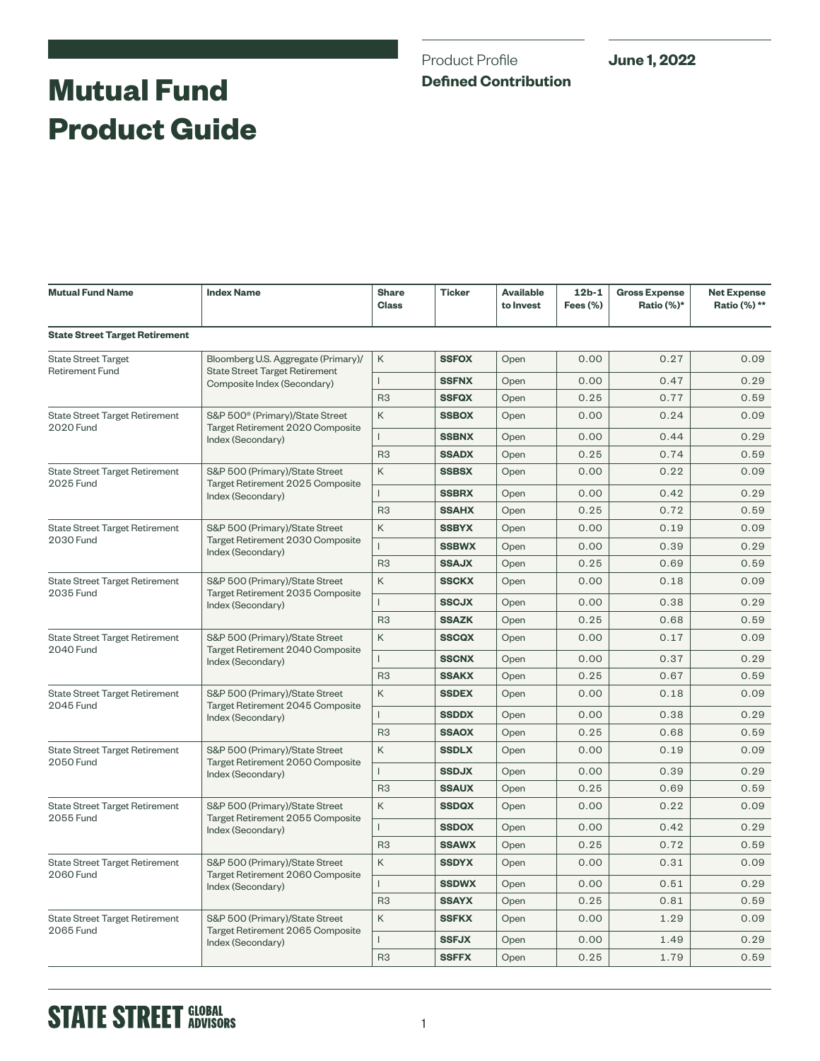# Mutual Fund Product Guide

Product Profile

**Defined Contribution**

**June 1, 2022**

| Mutual Fund Name | Index Name | Share Class | Ticker | Available to Invest | 12b-1 Fees (%) | Gross Expense Ratio (%)* | Net Expense Ratio (%) ** |
|---|---|---|---|---|---|---|---|
| **State Street Target Retirement** | | | | | | | |
| State Street Target Retirement Fund | Bloomberg U.S. Aggregate (Primary)/ State Street Target Retirement Composite Index (Secondary) | K | **SSFOX** | Open | 0.00 | 0.27 | 0.09 |
| | | I | **SSFNX** | Open | 0.00 | 0.47 | 0.29 |
| | | R3 | **SSFQX** | Open | 0.25 | 0.77 | 0.59 |
| State Street Target Retirement 2020 Fund | S&P 500® (Primary)/State Street Target Retirement 2020 Composite Index (Secondary) | K | **SSBOX** | Open | 0.00 | 0.24 | 0.09 |
| | | I | **SSBNX** | Open | 0.00 | 0.44 | 0.29 |
| | | R3 | **SSADX** | Open | 0.25 | 0.74 | 0.59 |
| State Street Target Retirement 2025 Fund | S&P 500 (Primary)/State Street Target Retirement 2025 Composite Index (Secondary) | K | **SSBSX** | Open | 0.00 | 0.22 | 0.09 |
| | | I | **SSBRX** | Open | 0.00 | 0.42 | 0.29 |
| | | R3 | **SSAHX** | Open | 0.25 | 0.72 | 0.59 |
| State Street Target Retirement 2030 Fund | S&P 500 (Primary)/State Street Target Retirement 2030 Composite Index (Secondary) | K | **SSBYX** | Open | 0.00 | 0.19 | 0.09 |
| | | I | **SSBWX** | Open | 0.00 | 0.39 | 0.29 |
| | | R3 | **SSAJX** | Open | 0.25 | 0.69 | 0.59 |
| State Street Target Retirement 2035 Fund | S&P 500 (Primary)/State Street Target Retirement 2035 Composite Index (Secondary) | K | **SSCKX** | Open | 0.00 | 0.18 | 0.09 |
| | | I | **SSCJX** | Open | 0.00 | 0.38 | 0.29 |
| | | R3 | **SSAZK** | Open | 0.25 | 0.68 | 0.59 |
| State Street Target Retirement 2040 Fund | S&P 500 (Primary)/State Street Target Retirement 2040 Composite Index (Secondary) | K | **SSCQX** | Open | 0.00 | 0.17 | 0.09 |
| | | I | **SSCNX** | Open | 0.00 | 0.37 | 0.29 |
| | | R3 | **SSAKX** | Open | 0.25 | 0.67 | 0.59 |
| State Street Target Retirement 2045 Fund | S&P 500 (Primary)/State Street Target Retirement 2045 Composite Index (Secondary) | K | **SSDEX** | Open | 0.00 | 0.18 | 0.09 |
| | | I | **SSDDX** | Open | 0.00 | 0.38 | 0.29 |
| | | R3 | **SSAOX** | Open | 0.25 | 0.68 | 0.59 |
| State Street Target Retirement 2050 Fund | S&P 500 (Primary)/State Street Target Retirement 2050 Composite Index (Secondary) | K | **SSDLX** | Open | 0.00 | 0.19 | 0.09 |
| | | I | **SSDJX** | Open | 0.00 | 0.39 | 0.29 |
| | | R3 | **SSAUX** | Open | 0.25 | 0.69 | 0.59 |
| State Street Target Retirement 2055 Fund | S&P 500 (Primary)/State Street Target Retirement 2055 Composite Index (Secondary) | K | **SSDQX** | Open | 0.00 | 0.22 | 0.09 |
| | | I | **SSDOX** | Open | 0.00 | 0.42 | 0.29 |
| | | R3 | **SSAWX** | Open | 0.25 | 0.72 | 0.59 |
| State Street Target Retirement 2060 Fund | S&P 500 (Primary)/State Street Target Retirement 2060 Composite Index (Secondary) | K | **SSDYX** | Open | 0.00 | 0.31 | 0.09 |
| | | I | **SSDWX** | Open | 0.00 | 0.51 | 0.29 |
| | | R3 | **SSAYX** | Open | 0.25 | 0.81 | 0.59 |
| State Street Target Retirement 2065 Fund | S&P 500 (Primary)/State Street Target Retirement 2065 Composite Index (Secondary) | K | **SSFKX** | Open | 0.00 | 1.29 | 0.09 |
| | | I | **SSFJX** | Open | 0.00 | 1.49 | 0.29 |
| | | R3 | **SSFFX** | Open | 0.25 | 1.79 | 0.59 |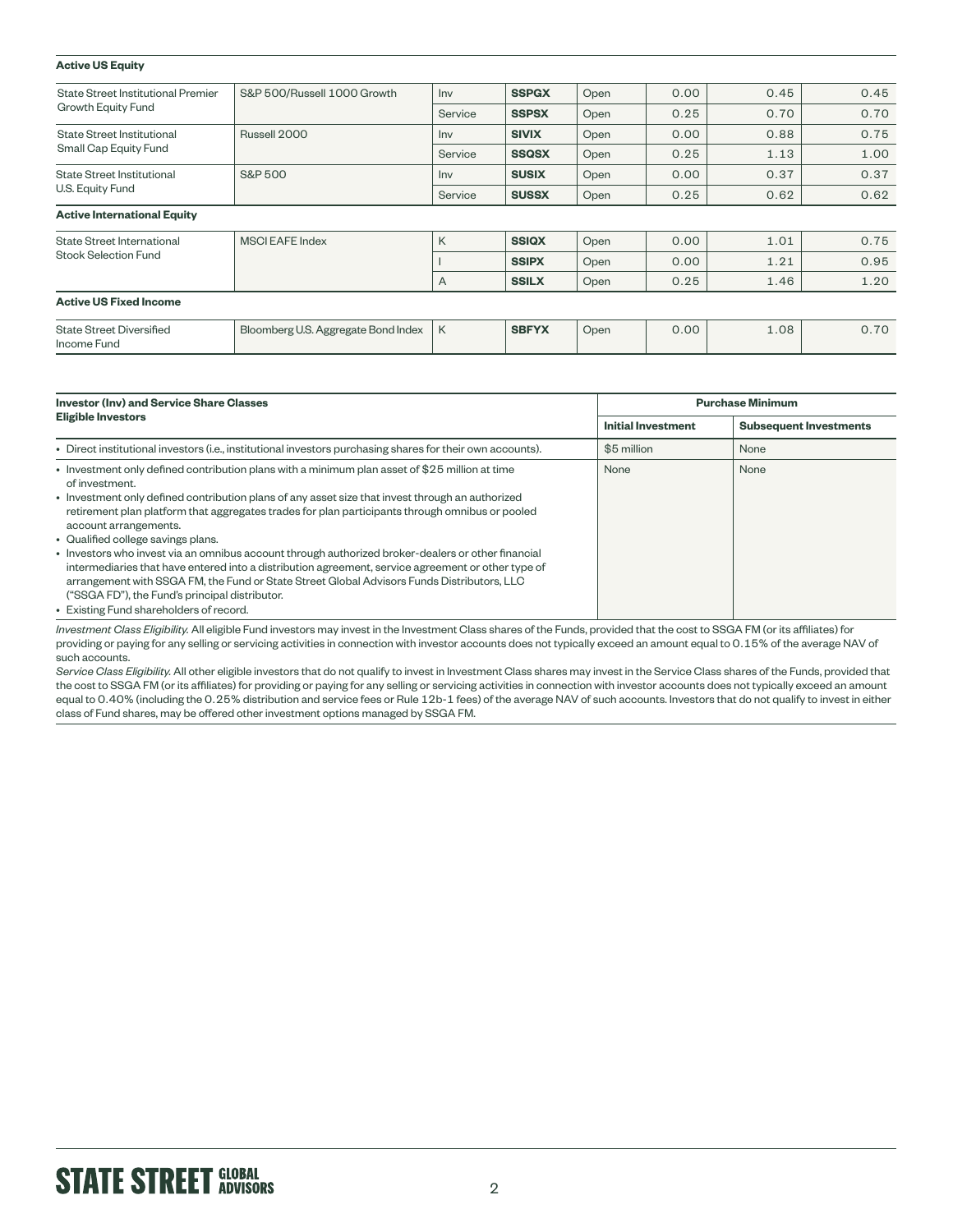| | | | | | | | |
|---|---|---|---|---|---|---|---|
| **Active US Equity** | | | | | | | |
| State Street Institutional Premier Growth Equity Fund | S&P 500/Russell 1000 Growth | Inv | **SSPGX** | Open | 0.00 | 0.45 | 0.45 |
| | | Service | **SSPSX** | Open | 0.25 | 0.70 | 0.70 |
| State Street Institutional Small Cap Equity Fund | Russell 2000 | Inv | **SIVIX** | Open | 0.00 | 0.88 | 0.75 |
| | | Service | **SSQSX** | Open | 0.25 | 1.13 | 1.00 |
| State Street Institutional U.S. Equity Fund | S&P 500 | Inv | **SUSIX** | Open | 0.00 | 0.37 | 0.37 |
| | | Service | **SUSSX** | Open | 0.25 | 0.62 | 0.62 |
| **Active International Equity** | | | | | | | |
| State Street International Stock Selection Fund | MSCI EAFE Index | K | **SSIQX** | Open | 0.00 | 1.01 | 0.75 |
| | | I | **SSIPX** | Open | 0.00 | 1.21 | 0.95 |
| | | A | **SSILX** | Open | 0.25 | 1.46 | 1.20 |
| **Active US Fixed Income** | | | | | | | |
| State Street Diversified Income Fund | Bloomberg U.S. Aggregate Bond Index | K | **SBFYX** | Open | 0.00 | 1.08 | 0.70 |

| **Investor (Inv) and Service Share Classes Eligible Investors** | **Purchase Minimum** | |
|---|---|---|
| | **Initial Investment** | **Subsequent Investments** |
| • Direct institutional investors (i.e., institutional investors purchasing shares for their own accounts). | $5 million | None |
| • Investment only defined contribution plans with a minimum plan asset of $25 million at time of investment.<br>• Investment only defined contribution plans of any asset size that invest through an authorized retirement plan platform that aggregates trades for plan participants through omnibus or pooled account arrangements.<br>• Qualified college savings plans.<br>• Investors who invest via an omnibus account through authorized broker-dealers or other financial intermediaries that have entered into a distribution agreement, service agreement or other type of arrangement with SSGA FM, the Fund or State Street Global Advisors Funds Distributors, LLC ("SSGA FD"), the Fund's principal distributor.<br>• Existing Fund shareholders of record. | None | None |

*Investment Class Eligibility.* All eligible Fund investors may invest in the Investment Class shares of the Funds, provided that the cost to SSGA FM (or its affiliates) for providing or paying for any selling or servicing activities in connection with investor accounts does not typically exceed an amount equal to 0.15% of the average NAV of such accounts.

*Service Class Eligibility.* All other eligible investors that do not qualify to invest in Investment Class shares may invest in the Service Class shares of the Funds, provided that the cost to SSGA FM (or its affiliates) for providing or paying for any selling or servicing activities in connection with investor accounts does not typically exceed an amount equal to 0.40% (including the 0.25% distribution and service fees or Rule 12b-1 fees) of the average NAV of such accounts. Investors that do not qualify to invest in either class of Fund shares, may be offered other investment options managed by SSGA FM.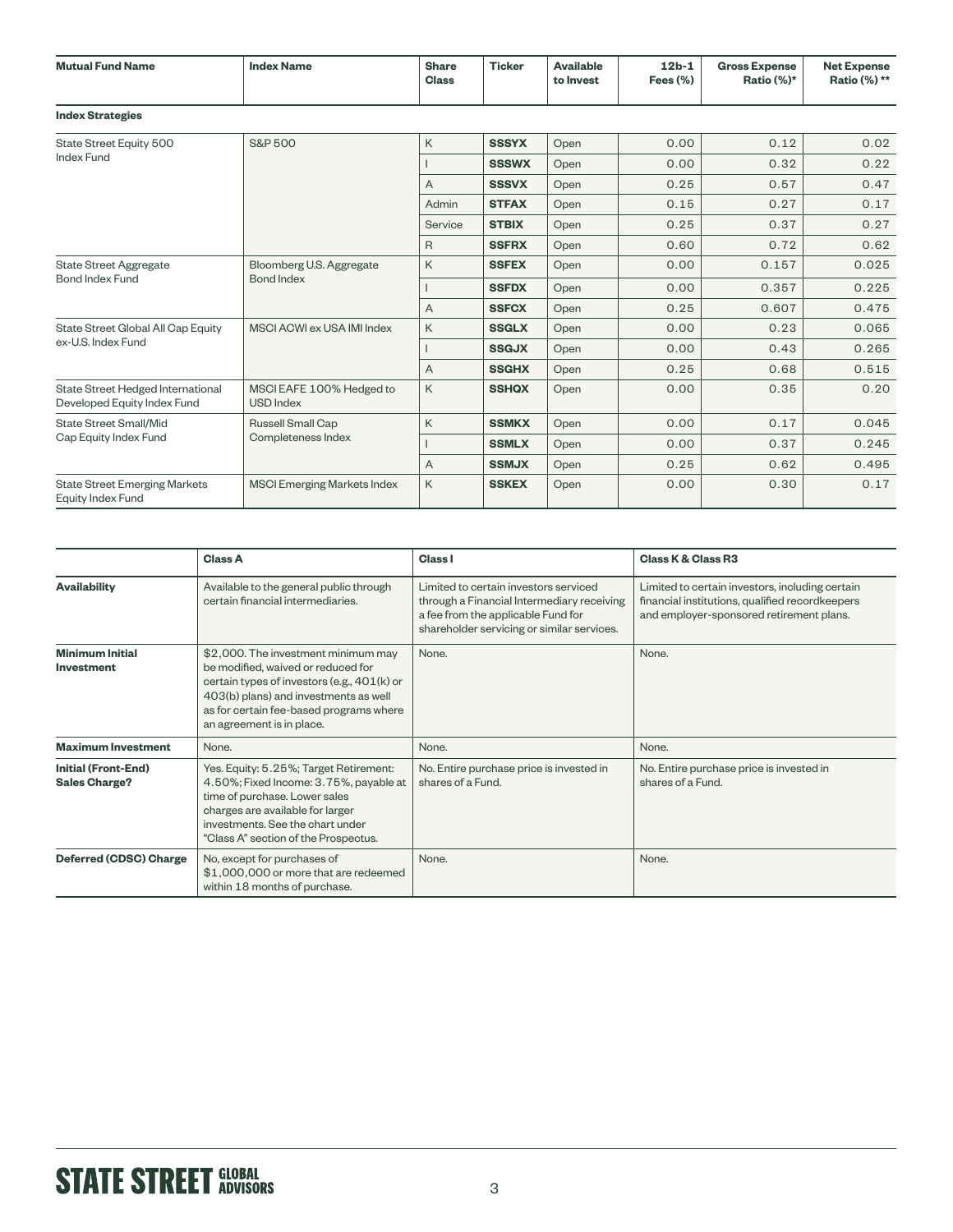| Mutual Fund Name | Index Name | Share Class | Ticker | Available to Invest | 12b-1 Fees (%) | Gross Expense Ratio (%)* | Net Expense Ratio (%) ** |
|---|---|---|---|---|---|---|---|
| **Index Strategies** | | | | | | | |
| State Street Equity 500 Index Fund | S&P 500 | K | **SSSYX** | Open | 0.00 | 0.12 | 0.02 |
| | | I | **SSSWX** | Open | 0.00 | 0.32 | 0.22 |
| | | A | **SSSVX** | Open | 0.25 | 0.57 | 0.47 |
| | | Admin | **STFAX** | Open | 0.15 | 0.27 | 0.17 |
| | | Service | **STBIX** | Open | 0.25 | 0.37 | 0.27 |
| | | R | **SSFRX** | Open | 0.60 | 0.72 | 0.62 |
| State Street Aggregate Bond Index Fund | Bloomberg U.S. Aggregate Bond Index | K | **SSFEX** | Open | 0.00 | 0.157 | 0.025 |
| | | I | **SSFDX** | Open | 0.00 | 0.357 | 0.225 |
| | | A | **SSFCX** | Open | 0.25 | 0.607 | 0.475 |
| State Street Global All Cap Equity ex-U.S. Index Fund | MSCI ACWI ex USA IMI Index | K | **SSGLX** | Open | 0.00 | 0.23 | 0.065 |
| | | I | **SSGJX** | Open | 0.00 | 0.43 | 0.265 |
| | | A | **SSGHX** | Open | 0.25 | 0.68 | 0.515 |
| State Street Hedged International Developed Equity Index Fund | MSCI EAFE 100% Hedged to USD Index | K | **SSHQX** | Open | 0.00 | 0.35 | 0.20 |
| State Street Small/Mid Cap Equity Index Fund | Russell Small Cap Completeness Index | K | **SSMKX** | Open | 0.00 | 0.17 | 0.045 |
| | | I | **SSMLX** | Open | 0.00 | 0.37 | 0.245 |
| | | A | **SSMJX** | Open | 0.25 | 0.62 | 0.495 |
| State Street Emerging Markets Equity Index Fund | MSCI Emerging Markets Index | K | **SSKEX** | Open | 0.00 | 0.30 | 0.17 |

| | Class A | Class I | Class K & Class R3 |
|---|---|---|---|
| **Availability** | Available to the general public through certain financial intermediaries. | Limited to certain investors serviced through a Financial Intermediary receiving a fee from the applicable Fund for shareholder servicing or similar services. | Limited to certain investors, including certain financial institutions, qualified recordkeepers and employer-sponsored retirement plans. |
| **Minimum Initial Investment** | $2,000. The investment minimum may be modified, waived or reduced for certain types of investors (e.g., 401(k) or 403(b) plans) and investments as well as for certain fee-based programs where an agreement is in place. | None. | None. |
| **Maximum Investment** | None. | None. | None. |
| **Initial (Front-End) Sales Charge?** | Yes. Equity: 5.25%; Target Retirement: 4.50%; Fixed Income: 3.75%, payable at time of purchase. Lower sales charges are available for larger investments. See the chart under "Class A" section of the Prospectus. | No. Entire purchase price is invested in shares of a Fund. | No. Entire purchase price is invested in shares of a Fund. |
| **Deferred (CDSC) Charge** | No, except for purchases of $1,000,000 or more that are redeemed within 18 months of purchase. | None. | None. |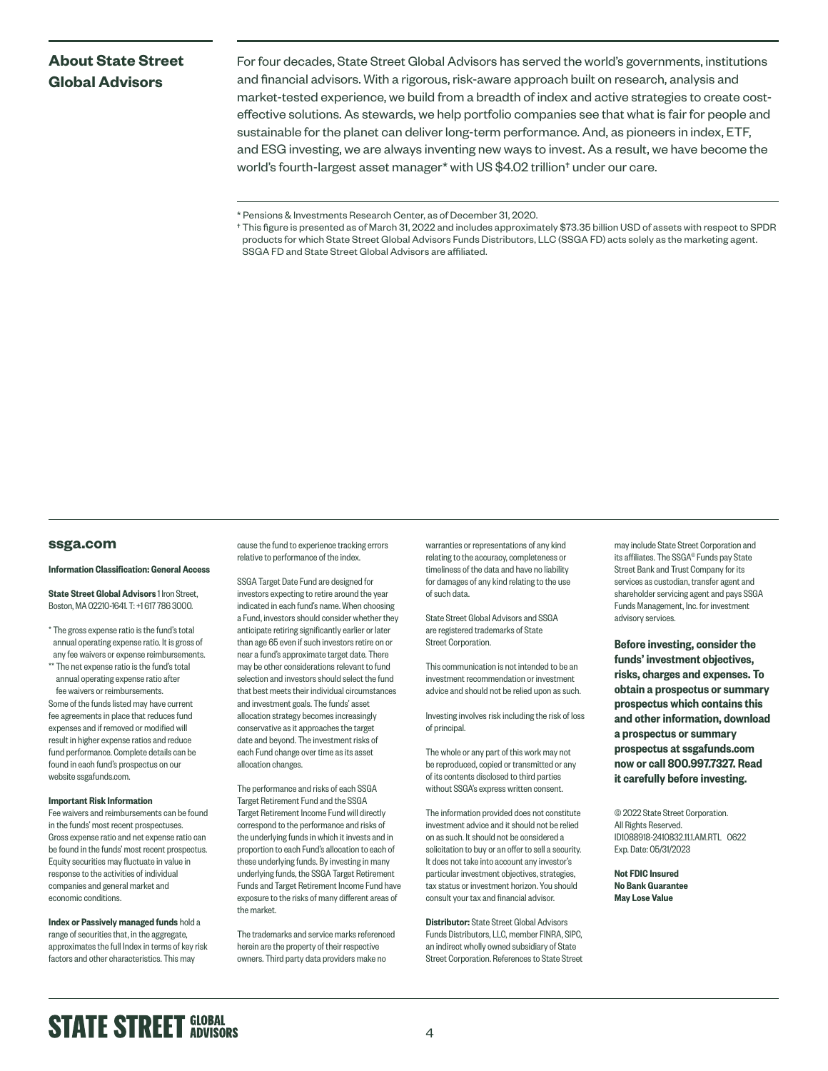## About State Street Global Advisors

For four decades, State Street Global Advisors has served the world's governments, institutions and financial advisors. With a rigorous, risk-aware approach built on research, analysis and market-tested experience, we build from a breadth of index and active strategies to create cost-effective solutions. As stewards, we help portfolio companies see that what is fair for people and sustainable for the planet can deliver long-term performance. And, as pioneers in index, ETF, and ESG investing, we are always inventing new ways to invest. As a result, we have become the world's fourth-largest asset manager* with US $4.02 trillion† under our care.

\* Pensions & Investments Research Center, as of December 31, 2020.

† This figure is presented as of March 31, 2022 and includes approximately $73.35 billion USD of assets with respect to SPDR products for which State Street Global Advisors Funds Distributors, LLC (SSGA FD) acts solely as the marketing agent. SSGA FD and State Street Global Advisors are affiliated.

**ssga.com**

**Information Classification: General Access**

**State Street Global Advisors** 1 Iron Street, Boston, MA 02210-1641. T: +1 617 786 3000.

\* The gross expense ratio is the fund's total annual operating expense ratio. It is gross of any fee waivers or expense reimbursements.

\*\* The net expense ratio is the fund's total annual operating expense ratio after fee waivers or reimbursements.

Some of the funds listed may have current fee agreements in place that reduces fund expenses and if removed or modified will result in higher expense ratios and reduce fund performance. Complete details can be found in each fund's prospectus on our website ssgafunds.com.

**Important Risk Information**

Fee waivers and reimbursements can be found in the funds' most recent prospectuses. Gross expense ratio and net expense ratio can be found in the funds' most recent prospectus. Equity securities may fluctuate in value in response to the activities of individual companies and general market and economic conditions.

**Index or Passively managed funds** hold a range of securities that, in the aggregate, approximates the full Index in terms of key risk factors and other characteristics. This may cause the fund to experience tracking errors relative to performance of the index.

SSGA Target Date Fund are designed for investors expecting to retire around the year indicated in each fund's name. When choosing a Fund, investors should consider whether they anticipate retiring significantly earlier or later than age 65 even if such investors retire on or near a fund's approximate target date. There may be other considerations relevant to fund selection and investors should select the fund that best meets their individual circumstances and investment goals. The funds' asset allocation strategy becomes increasingly conservative as it approaches the target date and beyond. The investment risks of each Fund change over time as its asset allocation changes.

The performance and risks of each SSGA Target Retirement Fund and the SSGA Target Retirement Income Fund will directly correspond to the performance and risks of the underlying funds in which it invests and in proportion to each Fund's allocation to each of these underlying funds. By investing in many underlying funds, the SSGA Target Retirement Funds and Target Retirement Income Fund have exposure to the risks of many different areas of the market.

The trademarks and service marks referenced herein are the property of their respective owners. Third party data providers make no warranties or representations of any kind relating to the accuracy, completeness or timeliness of the data and have no liability for damages of any kind relating to the use of such data.

State Street Global Advisors and SSGA are registered trademarks of State Street Corporation.

This communication is not intended to be an investment recommendation or investment advice and should not be relied upon as such.

Investing involves risk including the risk of loss of principal.

The whole or any part of this work may not be reproduced, copied or transmitted or any of its contents disclosed to third parties without SSGA's express written consent.

The information provided does not constitute investment advice and it should not be relied on as such. It should not be considered a solicitation to buy or an offer to sell a security. It does not take into account any investor's particular investment objectives, strategies, tax status or investment horizon. You should consult your tax and financial advisor.

**Distributor:** State Street Global Advisors Funds Distributors, LLC, member FINRA, SIPC, an indirect wholly owned subsidiary of State Street Corporation. References to State Street may include State Street Corporation and its affiliates. The SSGA® Funds pay State Street Bank and Trust Company for its services as custodian, transfer agent and shareholder servicing agent and pays SSGA Funds Management, Inc. for investment advisory services.

**Before investing, consider the funds' investment objectives, risks, charges and expenses. To obtain a prospectus or summary prospectus which contains this and other information, download a prospectus or summary prospectus at ssgafunds.com now or call 800.997.7327. Read it carefully before investing.**

© 2022 State Street Corporation.
All Rights Reserved.
ID1088918-2410832.11.1.AM.RTL 0622
Exp. Date: 05/31/2023

**Not FDIC Insured**
**No Bank Guarantee**
**May Lose Value**

STATE STREET GLOBAL ADVISORS